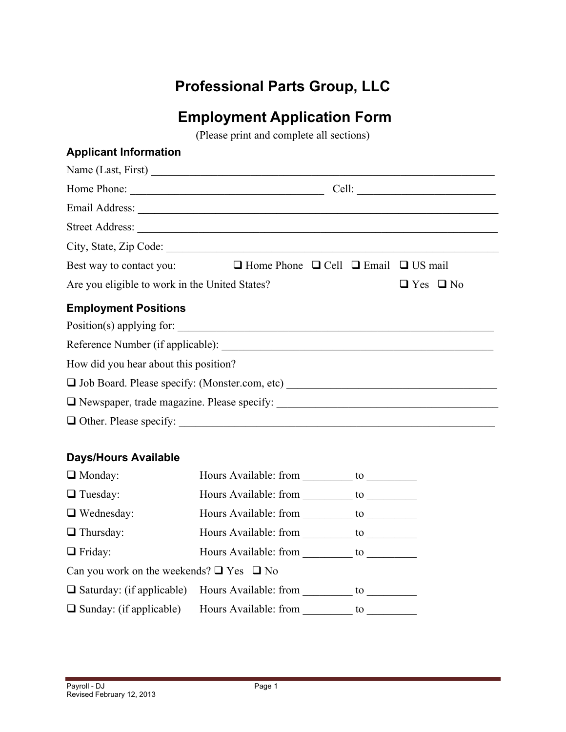# Professional Parts Group, LLC

## Employment Application Form

(Please print and complete all sections)

### Applicant Information

Name (Last, First) ________________________________________________________________

Home Phone: __________________________________ Cell: ________________________

Email Address: ____________________________________________________________________

Street Address: ___________________________________________________________________

City, State, Zip Code: _____________________________________________________________

Best way to contact you: ❑ Home Phone ❑ Cell ❑ Email ❑ US mail

Are you eligible to work in the United States? ❑ Yes ❑ No

### Employment Positions

Position(s) applying for: _______________________________________________________

Reference Number (if applicable): _________________________________________________

How did you hear about this position?

❑ Job Board. Please specify: (Monster.com, etc) _____________________________________

❑ Newspaper, trade magazine. Please specify: ________________________________________

❑ Other. Please specify: ________________________________________________________

### Days/Hours Available

❑ Monday: Hours Available: from _________ to _________

❑ Tuesday: Hours Available: from _________ to _________

❑ Wednesday: Hours Available: from _________ to _________

❑ Thursday: Hours Available: from _________ to _________

❑ Friday: Hours Available: from _________ to _________

Can you work on the weekends? ❑ Yes ❑ No

❑ Saturday: (if applicable) Hours Available: from _________ to _________

❑ Sunday: (if applicable) Hours Available: from _________ to _________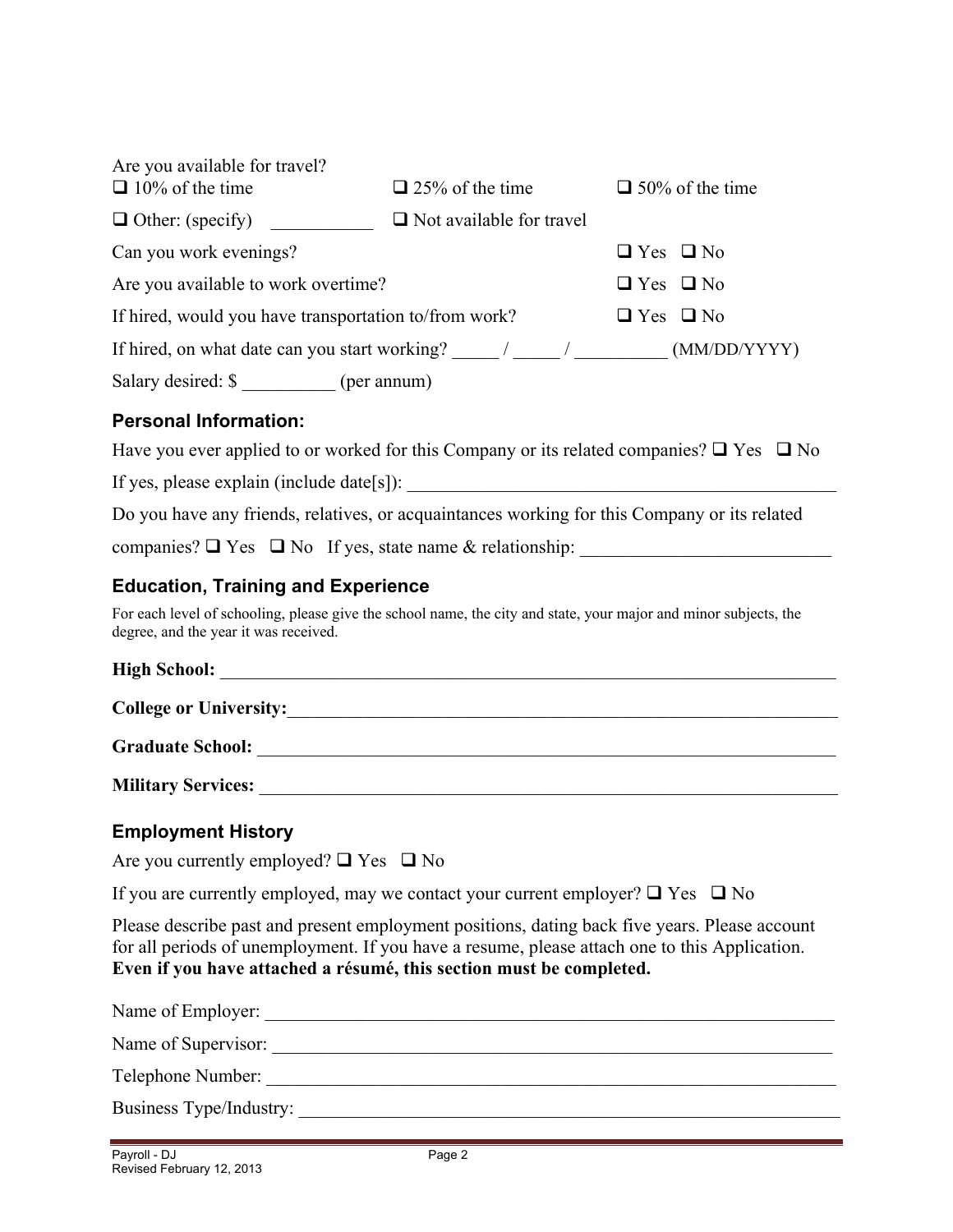Are you available for travel?

❑ 10% of the time ❑ 25% of the time ❑ 50% of the time

❑ Other: (specify) ___________ ❑ Not available for travel

Can you work evenings? ❑ Yes ❑ No

Are you available to work overtime? ❑ Yes ❑ No

If hired, would you have transportation to/from work? ❑ Yes ❑ No

If hired, on what date can you start working? _____ / _____ / __________ (MM/DD/YYYY)

Salary desired: $ __________ (per annum)

### Personal Information:

Have you ever applied to or worked for this Company or its related companies? ❑ Yes ❑ No

If yes, please explain (include date[s]): _______________________________________________

Do you have any friends, relatives, or acquaintances working for this Company or its related companies? ❑ Yes ❑ No If yes, state name & relationship: ___________________________

### Education, Training and Experience

For each level of schooling, please give the school name, the city and state, your major and minor subjects, the degree, and the year it was received.

**High School:** _____________________________________________________________________

**College or University:**______________________________________________________________

**Graduate School:** __________________________________________________________________

**Military Services:** _________________________________________________________________

### Employment History

Are you currently employed? ❑ Yes ❑ No

If you are currently employed, may we contact your current employer? ❑ Yes ❑ No

Please describe past and present employment positions, dating back five years. Please account for all periods of unemployment. If you have a resume, please attach one to this Application. **Even if you have attached a résumé, this section must be completed.**

Name of Employer: _________________________________________________________________

Name of Supervisor: ________________________________________________________________

Telephone Number: _________________________________________________________________

Business Type/Industry: _____________________________________________________________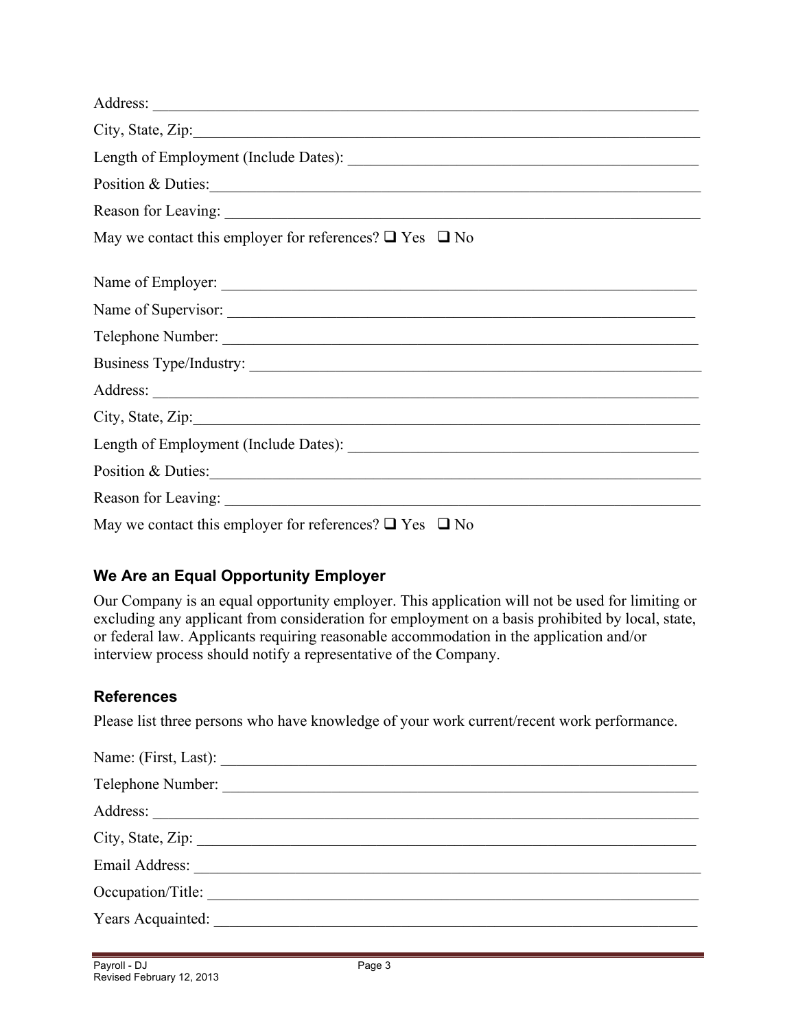Address: ______________________________________________________________________

City, State, Zip:______________________________________________________________

Length of Employment (Include Dates): ___________________________________________

Position & Duties:______________________________________________________________

Reason for Leaving: ____________________________________________________________

May we contact this employer for references? ❑ Yes ❑ No

Name of Employer: _____________________________________________________________

Name of Supervisor: ____________________________________________________________

Telephone Number: _____________________________________________________________

Business Type/Industry: _________________________________________________________

Address: ______________________________________________________________________

City, State, Zip:______________________________________________________________

Length of Employment (Include Dates): ___________________________________________

Position & Duties:______________________________________________________________

Reason for Leaving: ____________________________________________________________

May we contact this employer for references? ❑ Yes ❑ No

## We Are an Equal Opportunity Employer

Our Company is an equal opportunity employer. This application will not be used for limiting or excluding any applicant from consideration for employment on a basis prohibited by local, state, or federal law. Applicants requiring reasonable accommodation in the application and/or interview process should notify a representative of the Company.

## References

Please list three persons who have knowledge of your work current/recent work performance.

Name: (First, Last): ____________________________________________________________

Telephone Number: _____________________________________________________________

Address: ______________________________________________________________________

City, State, Zip: _______________________________________________________________

Email Address: ________________________________________________________________

Occupation/Title: ______________________________________________________________

Years Acquainted: ______________________________________________________________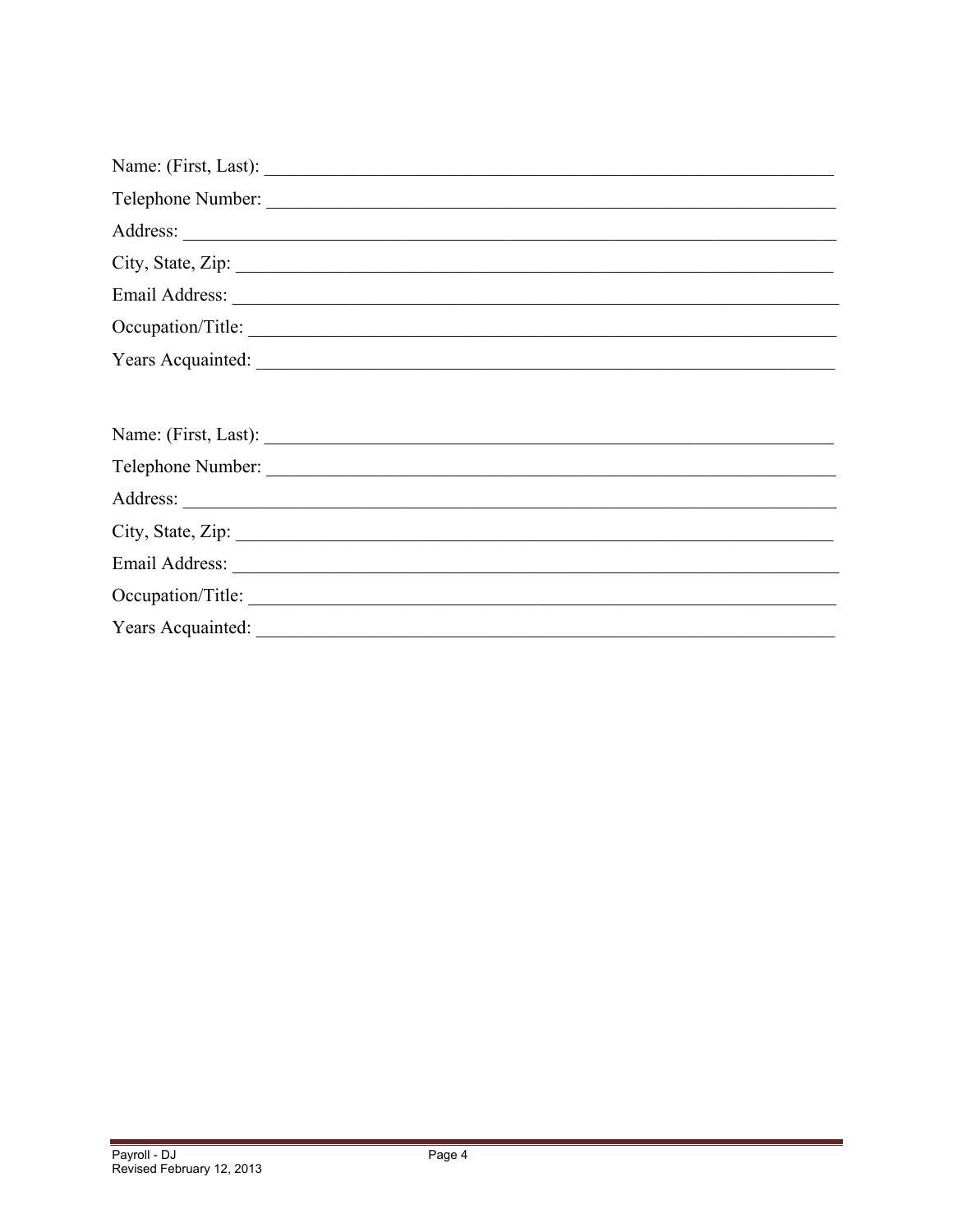Name: (First, Last): ___________________________________________________________

Telephone Number: ___________________________________________________________

Address: _________________________________________________________________

City, State, Zip: ____________________________________________________________

Email Address: ______________________________________________________________

Occupation/Title: ____________________________________________________________

Years Acquainted: ___________________________________________________________

Name: (First, Last): ___________________________________________________________

Telephone Number: ___________________________________________________________

Address: _________________________________________________________________

City, State, Zip: ____________________________________________________________

Email Address: ______________________________________________________________

Occupation/Title: ____________________________________________________________

Years Acquainted: ___________________________________________________________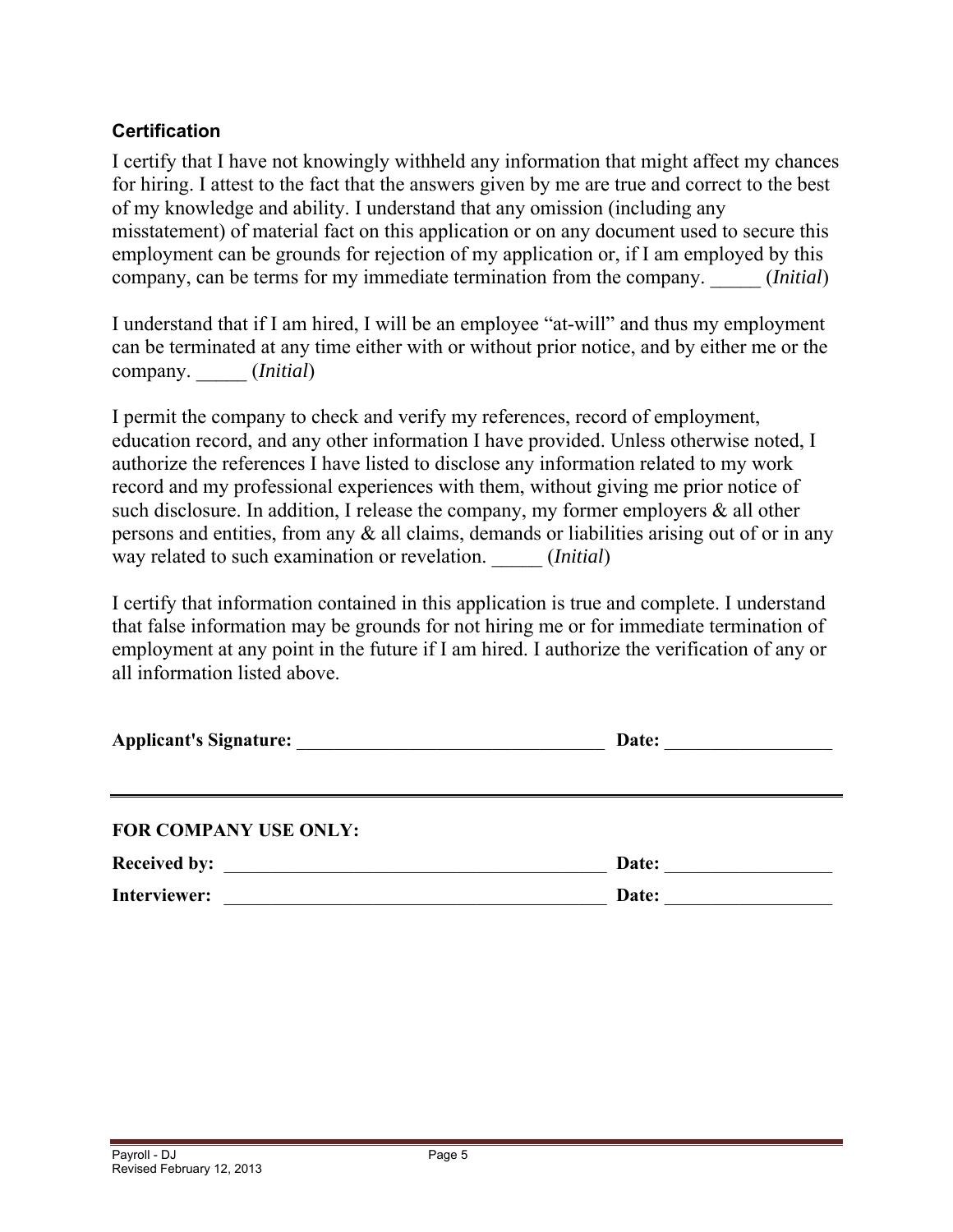### Certification

I certify that I have not knowingly withheld any information that might affect my chances for hiring. I attest to the fact that the answers given by me are true and correct to the best of my knowledge and ability. I understand that any omission (including any misstatement) of material fact on this application or on any document used to secure this employment can be grounds for rejection of my application or, if I am employed by this company, can be terms for my immediate termination from the company. _____ (*Initial*)

I understand that if I am hired, I will be an employee "at-will" and thus my employment can be terminated at any time either with or without prior notice, and by either me or the company. _____ (*Initial*)

I permit the company to check and verify my references, record of employment, education record, and any other information I have provided. Unless otherwise noted, I authorize the references I have listed to disclose any information related to my work record and my professional experiences with them, without giving me prior notice of such disclosure. In addition, I release the company, my former employers & all other persons and entities, from any & all claims, demands or liabilities arising out of or in any way related to such examination or revelation. _____ (*Initial*)

I certify that information contained in this application is true and complete. I understand that false information may be grounds for not hiring me or for immediate termination of employment at any point in the future if I am hired. I authorize the verification of any or all information listed above.

**Applicant's Signature:** __________________________________ **Date:** __________________

---

**FOR COMPANY USE ONLY:**

**Received by:** __________________________________________ **Date:** __________________

**Interviewer:** __________________________________________ **Date:** __________________